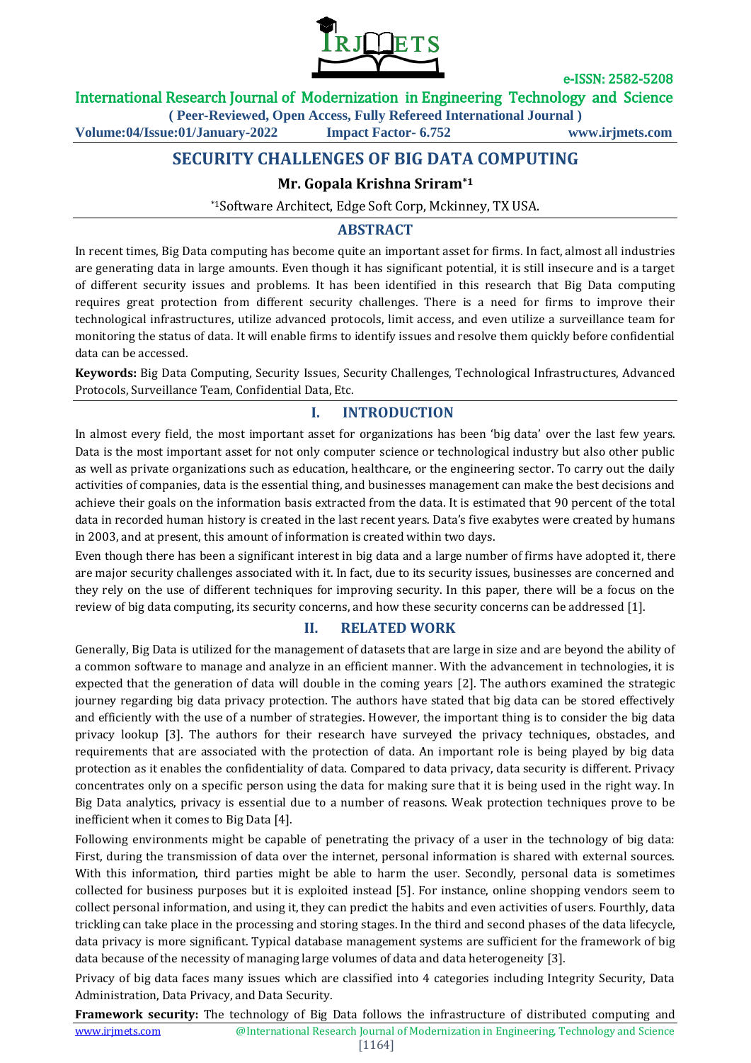# SECURITY CHALLENGES OF BIG DATA COMPUTING

**Mr. Gopala Krishna Sriram*[1]**

*[1]Software Architect, Edge Soft Corp, Mckinney, TX USA.

## ABSTRACT

In recent times, Big Data computing has become quite an important asset for firms. In fact, almost all industries are generating data in large amounts. Even though it has significant potential, it is still insecure and is a target of different security issues and problems. It has been identified in this research that Big Data computing requires great protection from different security challenges. There is a need for firms to improve their technological infrastructures, utilize advanced protocols, limit access, and even utilize a surveillance team for monitoring the status of data. It will enable firms to identify issues and resolve them quickly before confidential data can be accessed.

**Keywords:** Big Data Computing, Security Issues, Security Challenges, Technological Infrastructures, Advanced Protocols, Surveillance Team, Confidential Data, Etc.

## I. INTRODUCTION

In almost every field, the most important asset for organizations has been 'big data' over the last few years. Data is the most important asset for not only computer science or technological industry but also other public as well as private organizations such as education, healthcare, or the engineering sector. To carry out the daily activities of companies, data is the essential thing, and businesses management can make the best decisions and achieve their goals on the information basis extracted from the data. It is estimated that 90 percent of the total data in recorded human history is created in the last recent years. Data's five exabytes were created by humans in 2003, and at present, this amount of information is created within two days.

Even though there has been a significant interest in big data and a large number of firms have adopted it, there are major security challenges associated with it. In fact, due to its security issues, businesses are concerned and they rely on the use of different techniques for improving security. In this paper, there will be a focus on the review of big data computing, its security concerns, and how these security concerns can be addressed [1].

## II. RELATED WORK

Generally, Big Data is utilized for the management of datasets that are large in size and are beyond the ability of a common software to manage and analyze in an efficient manner. With the advancement in technologies, it is expected that the generation of data will double in the coming years [2]. The authors examined the strategic journey regarding big data privacy protection. The authors have stated that big data can be stored effectively and efficiently with the use of a number of strategies. However, the important thing is to consider the big data privacy lookup [3]. The authors for their research have surveyed the privacy techniques, obstacles, and requirements that are associated with the protection of data. An important role is being played by big data protection as it enables the confidentiality of data. Compared to data privacy, data security is different. Privacy concentrates only on a specific person using the data for making sure that it is being used in the right way. In Big Data analytics, privacy is essential due to a number of reasons. Weak protection techniques prove to be inefficient when it comes to Big Data [4].

Following environments might be capable of penetrating the privacy of a user in the technology of big data: First, during the transmission of data over the internet, personal information is shared with external sources. With this information, third parties might be able to harm the user. Secondly, personal data is sometimes collected for business purposes but it is exploited instead [5]. For instance, online shopping vendors seem to collect personal information, and using it, they can predict the habits and even activities of users. Fourthly, data trickling can take place in the processing and storing stages. In the third and second phases of the data lifecycle, data privacy is more significant. Typical database management systems are sufficient for the framework of big data because of the necessity of managing large volumes of data and data heterogeneity [3].

Privacy of big data faces many issues which are classified into 4 categories including Integrity Security, Data Administration, Data Privacy, and Data Security.

**Framework security:** The technology of Big Data follows the infrastructure of distributed computing and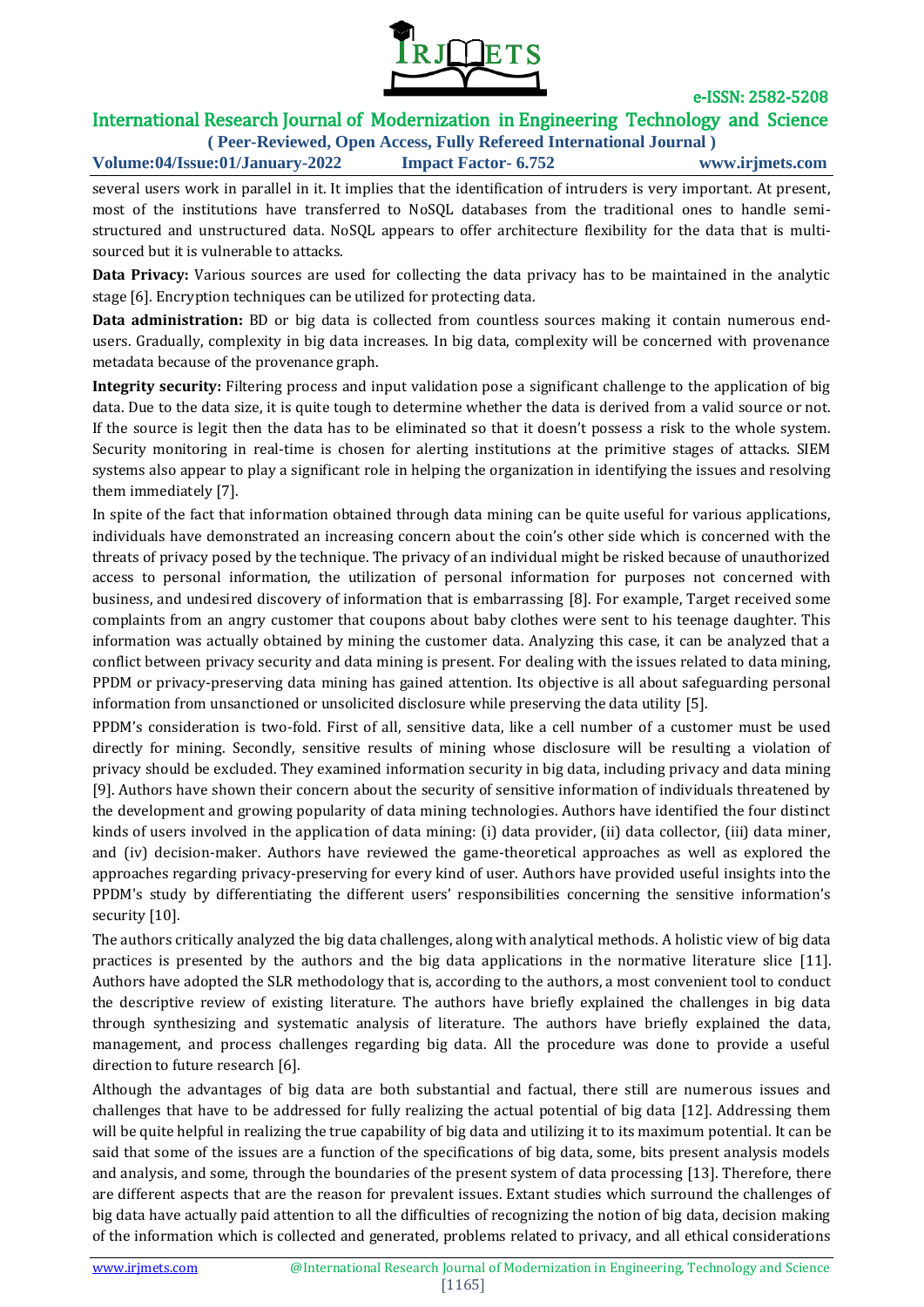several users work in parallel in it. It implies that the identification of intruders is very important. At present, most of the institutions have transferred to NoSQL databases from the traditional ones to handle semi-structured and unstructured data. NoSQL appears to offer architecture flexibility for the data that is multi-sourced but it is vulnerable to attacks.

**Data Privacy:** Various sources are used for collecting the data privacy has to be maintained in the analytic stage [6]. Encryption techniques can be utilized for protecting data.

**Data administration:** BD or big data is collected from countless sources making it contain numerous end-users. Gradually, complexity in big data increases. In big data, complexity will be concerned with provenance metadata because of the provenance graph.

**Integrity security:** Filtering process and input validation pose a significant challenge to the application of big data. Due to the data size, it is quite tough to determine whether the data is derived from a valid source or not. If the source is legit then the data has to be eliminated so that it doesn't possess a risk to the whole system. Security monitoring in real-time is chosen for alerting institutions at the primitive stages of attacks. SIEM systems also appear to play a significant role in helping the organization in identifying the issues and resolving them immediately [7].

In spite of the fact that information obtained through data mining can be quite useful for various applications, individuals have demonstrated an increasing concern about the coin's other side which is concerned with the threats of privacy posed by the technique. The privacy of an individual might be risked because of unauthorized access to personal information, the utilization of personal information for purposes not concerned with business, and undesired discovery of information that is embarrassing [8]. For example, Target received some complaints from an angry customer that coupons about baby clothes were sent to his teenage daughter. This information was actually obtained by mining the customer data. Analyzing this case, it can be analyzed that a conflict between privacy security and data mining is present. For dealing with the issues related to data mining, PPDM or privacy-preserving data mining has gained attention. Its objective is all about safeguarding personal information from unsanctioned or unsolicited disclosure while preserving the data utility [5].

PPDM's consideration is two-fold. First of all, sensitive data, like a cell number of a customer must be used directly for mining. Secondly, sensitive results of mining whose disclosure will be resulting a violation of privacy should be excluded. They examined information security in big data, including privacy and data mining [9]. Authors have shown their concern about the security of sensitive information of individuals threatened by the development and growing popularity of data mining technologies. Authors have identified the four distinct kinds of users involved in the application of data mining: (i) data provider, (ii) data collector, (iii) data miner, and (iv) decision-maker. Authors have reviewed the game-theoretical approaches as well as explored the approaches regarding privacy-preserving for every kind of user. Authors have provided useful insights into the PPDM's study by differentiating the different users' responsibilities concerning the sensitive information's security [10].

The authors critically analyzed the big data challenges, along with analytical methods. A holistic view of big data practices is presented by the authors and the big data applications in the normative literature slice [11]. Authors have adopted the SLR methodology that is, according to the authors, a most convenient tool to conduct the descriptive review of existing literature. The authors have briefly explained the challenges in big data through synthesizing and systematic analysis of literature. The authors have briefly explained the data, management, and process challenges regarding big data. All the procedure was done to provide a useful direction to future research [6].

Although the advantages of big data are both substantial and factual, there still are numerous issues and challenges that have to be addressed for fully realizing the actual potential of big data [12]. Addressing them will be quite helpful in realizing the true capability of big data and utilizing it to its maximum potential. It can be said that some of the issues are a function of the specifications of big data, some, bits present analysis models and analysis, and some, through the boundaries of the present system of data processing [13]. Therefore, there are different aspects that are the reason for prevalent issues. Extant studies which surround the challenges of big data have actually paid attention to all the difficulties of recognizing the notion of big data, decision making of the information which is collected and generated, problems related to privacy, and all ethical considerations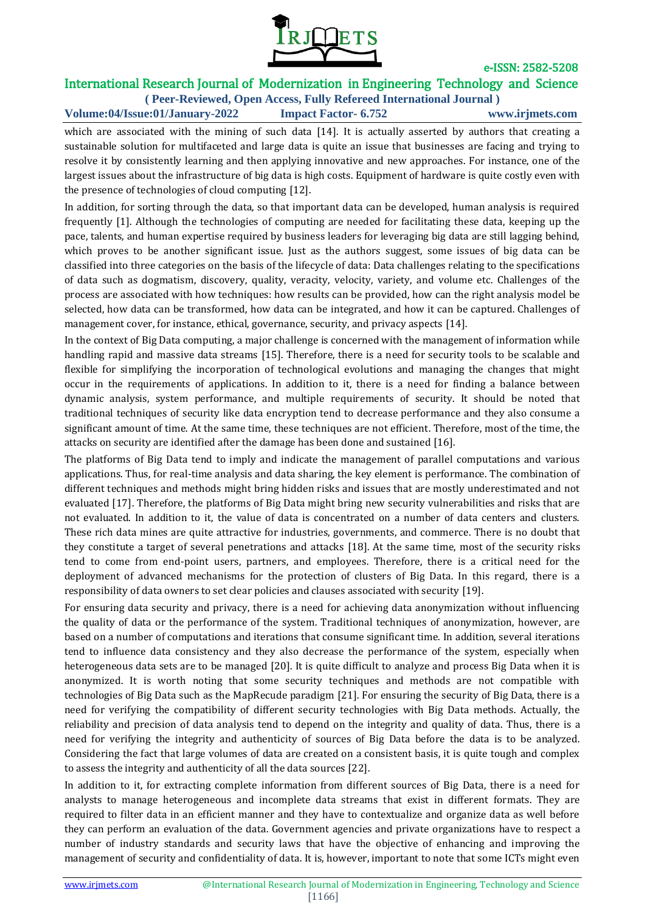which are associated with the mining of such data [14]. It is actually asserted by authors that creating a sustainable solution for multifaceted and large data is quite an issue that businesses are facing and trying to resolve it by consistently learning and then applying innovative and new approaches. For instance, one of the largest issues about the infrastructure of big data is high costs. Equipment of hardware is quite costly even with the presence of technologies of cloud computing [12].

In addition, for sorting through the data, so that important data can be developed, human analysis is required frequently [1]. Although the technologies of computing are needed for facilitating these data, keeping up the pace, talents, and human expertise required by business leaders for leveraging big data are still lagging behind, which proves to be another significant issue. Just as the authors suggest, some issues of big data can be classified into three categories on the basis of the lifecycle of data: Data challenges relating to the specifications of data such as dogmatism, discovery, quality, veracity, velocity, variety, and volume etc. Challenges of the process are associated with how techniques: how results can be provided, how can the right analysis model be selected, how data can be transformed, how data can be integrated, and how it can be captured. Challenges of management cover, for instance, ethical, governance, security, and privacy aspects [14].

In the context of Big Data computing, a major challenge is concerned with the management of information while handling rapid and massive data streams [15]. Therefore, there is a need for security tools to be scalable and flexible for simplifying the incorporation of technological evolutions and managing the changes that might occur in the requirements of applications. In addition to it, there is a need for finding a balance between dynamic analysis, system performance, and multiple requirements of security. It should be noted that traditional techniques of security like data encryption tend to decrease performance and they also consume a significant amount of time. At the same time, these techniques are not efficient. Therefore, most of the time, the attacks on security are identified after the damage has been done and sustained [16].

The platforms of Big Data tend to imply and indicate the management of parallel computations and various applications. Thus, for real-time analysis and data sharing, the key element is performance. The combination of different techniques and methods might bring hidden risks and issues that are mostly underestimated and not evaluated [17]. Therefore, the platforms of Big Data might bring new security vulnerabilities and risks that are not evaluated. In addition to it, the value of data is concentrated on a number of data centers and clusters. These rich data mines are quite attractive for industries, governments, and commerce. There is no doubt that they constitute a target of several penetrations and attacks [18]. At the same time, most of the security risks tend to come from end-point users, partners, and employees. Therefore, there is a critical need for the deployment of advanced mechanisms for the protection of clusters of Big Data. In this regard, there is a responsibility of data owners to set clear policies and clauses associated with security [19].

For ensuring data security and privacy, there is a need for achieving data anonymization without influencing the quality of data or the performance of the system. Traditional techniques of anonymization, however, are based on a number of computations and iterations that consume significant time. In addition, several iterations tend to influence data consistency and they also decrease the performance of the system, especially when heterogeneous data sets are to be managed [20]. It is quite difficult to analyze and process Big Data when it is anonymized. It is worth noting that some security techniques and methods are not compatible with technologies of Big Data such as the MapRecude paradigm [21]. For ensuring the security of Big Data, there is a need for verifying the compatibility of different security technologies with Big Data methods. Actually, the reliability and precision of data analysis tend to depend on the integrity and quality of data. Thus, there is a need for verifying the integrity and authenticity of sources of Big Data before the data is to be analyzed. Considering the fact that large volumes of data are created on a consistent basis, it is quite tough and complex to assess the integrity and authenticity of all the data sources [22].

In addition to it, for extracting complete information from different sources of Big Data, there is a need for analysts to manage heterogeneous and incomplete data streams that exist in different formats. They are required to filter data in an efficient manner and they have to contextualize and organize data as well before they can perform an evaluation of the data. Government agencies and private organizations have to respect a number of industry standards and security laws that have the objective of enhancing and improving the management of security and confidentiality of data. It is, however, important to note that some ICTs might even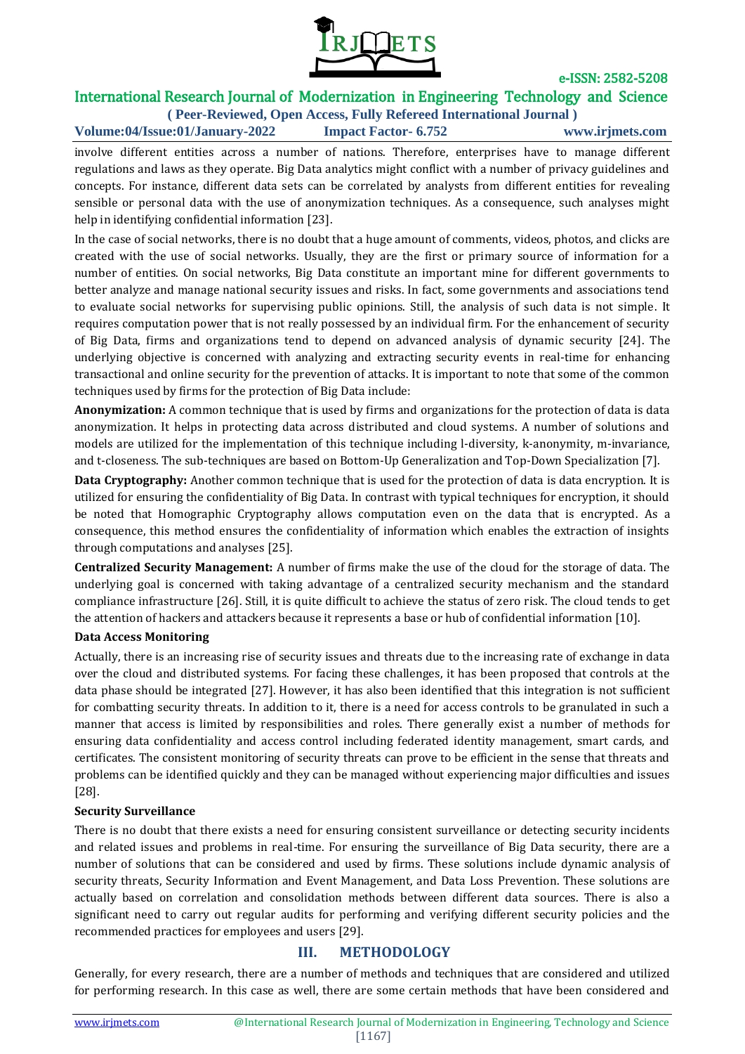involve different entities across a number of nations. Therefore, enterprises have to manage different regulations and laws as they operate. Big Data analytics might conflict with a number of privacy guidelines and concepts. For instance, different data sets can be correlated by analysts from different entities for revealing sensible or personal data with the use of anonymization techniques. As a consequence, such analyses might help in identifying confidential information [23].

In the case of social networks, there is no doubt that a huge amount of comments, videos, photos, and clicks are created with the use of social networks. Usually, they are the first or primary source of information for a number of entities. On social networks, Big Data constitute an important mine for different governments to better analyze and manage national security issues and risks. In fact, some governments and associations tend to evaluate social networks for supervising public opinions. Still, the analysis of such data is not simple. It requires computation power that is not really possessed by an individual firm. For the enhancement of security of Big Data, firms and organizations tend to depend on advanced analysis of dynamic security [24]. The underlying objective is concerned with analyzing and extracting security events in real-time for enhancing transactional and online security for the prevention of attacks. It is important to note that some of the common techniques used by firms for the protection of Big Data include:

**Anonymization:** A common technique that is used by firms and organizations for the protection of data is data anonymization. It helps in protecting data across distributed and cloud systems. A number of solutions and models are utilized for the implementation of this technique including l-diversity, k-anonymity, m-invariance, and t-closeness. The sub-techniques are based on Bottom-Up Generalization and Top-Down Specialization [7].

**Data Cryptography:** Another common technique that is used for the protection of data is data encryption. It is utilized for ensuring the confidentiality of Big Data. In contrast with typical techniques for encryption, it should be noted that Homographic Cryptography allows computation even on the data that is encrypted. As a consequence, this method ensures the confidentiality of information which enables the extraction of insights through computations and analyses [25].

**Centralized Security Management:** A number of firms make the use of the cloud for the storage of data. The underlying goal is concerned with taking advantage of a centralized security mechanism and the standard compliance infrastructure [26]. Still, it is quite difficult to achieve the status of zero risk. The cloud tends to get the attention of hackers and attackers because it represents a base or hub of confidential information [10].

**Data Access Monitoring**

Actually, there is an increasing rise of security issues and threats due to the increasing rate of exchange in data over the cloud and distributed systems. For facing these challenges, it has been proposed that controls at the data phase should be integrated [27]. However, it has also been identified that this integration is not sufficient for combatting security threats. In addition to it, there is a need for access controls to be granulated in such a manner that access is limited by responsibilities and roles. There generally exist a number of methods for ensuring data confidentiality and access control including federated identity management, smart cards, and certificates. The consistent monitoring of security threats can prove to be efficient in the sense that threats and problems can be identified quickly and they can be managed without experiencing major difficulties and issues [28].

**Security Surveillance**

There is no doubt that there exists a need for ensuring consistent surveillance or detecting security incidents and related issues and problems in real-time. For ensuring the surveillance of Big Data security, there are a number of solutions that can be considered and used by firms. These solutions include dynamic analysis of security threats, Security Information and Event Management, and Data Loss Prevention. These solutions are actually based on correlation and consolidation methods between different data sources. There is also a significant need to carry out regular audits for performing and verifying different security policies and the recommended practices for employees and users [29].

## III. METHODOLOGY

Generally, for every research, there are a number of methods and techniques that are considered and utilized for performing research. In this case as well, there are some certain methods that have been considered and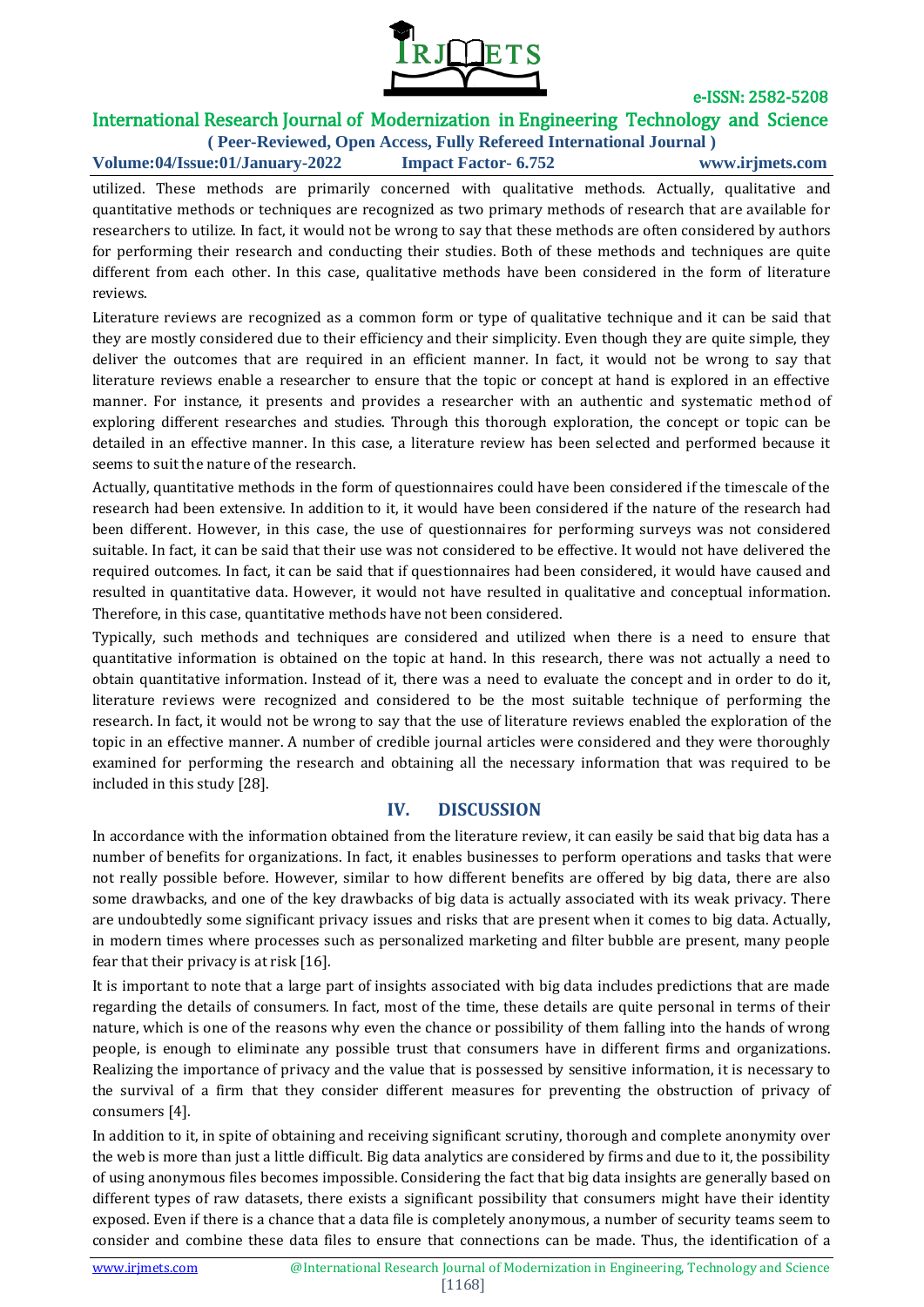utilized. These methods are primarily concerned with qualitative methods. Actually, qualitative and quantitative methods or techniques are recognized as two primary methods of research that are available for researchers to utilize. In fact, it would not be wrong to say that these methods are often considered by authors for performing their research and conducting their studies. Both of these methods and techniques are quite different from each other. In this case, qualitative methods have been considered in the form of literature reviews.

Literature reviews are recognized as a common form or type of qualitative technique and it can be said that they are mostly considered due to their efficiency and their simplicity. Even though they are quite simple, they deliver the outcomes that are required in an efficient manner. In fact, it would not be wrong to say that literature reviews enable a researcher to ensure that the topic or concept at hand is explored in an effective manner. For instance, it presents and provides a researcher with an authentic and systematic method of exploring different researches and studies. Through this thorough exploration, the concept or topic can be detailed in an effective manner. In this case, a literature review has been selected and performed because it seems to suit the nature of the research.

Actually, quantitative methods in the form of questionnaires could have been considered if the timescale of the research had been extensive. In addition to it, it would have been considered if the nature of the research had been different. However, in this case, the use of questionnaires for performing surveys was not considered suitable. In fact, it can be said that their use was not considered to be effective. It would not have delivered the required outcomes. In fact, it can be said that if questionnaires had been considered, it would have caused and resulted in quantitative data. However, it would not have resulted in qualitative and conceptual information. Therefore, in this case, quantitative methods have not been considered.

Typically, such methods and techniques are considered and utilized when there is a need to ensure that quantitative information is obtained on the topic at hand. In this research, there was not actually a need to obtain quantitative information. Instead of it, there was a need to evaluate the concept and in order to do it, literature reviews were recognized and considered to be the most suitable technique of performing the research. In fact, it would not be wrong to say that the use of literature reviews enabled the exploration of the topic in an effective manner. A number of credible journal articles were considered and they were thoroughly examined for performing the research and obtaining all the necessary information that was required to be included in this study [28].

## IV. DISCUSSION

In accordance with the information obtained from the literature review, it can easily be said that big data has a number of benefits for organizations. In fact, it enables businesses to perform operations and tasks that were not really possible before. However, similar to how different benefits are offered by big data, there are also some drawbacks, and one of the key drawbacks of big data is actually associated with its weak privacy. There are undoubtedly some significant privacy issues and risks that are present when it comes to big data. Actually, in modern times where processes such as personalized marketing and filter bubble are present, many people fear that their privacy is at risk [16].

It is important to note that a large part of insights associated with big data includes predictions that are made regarding the details of consumers. In fact, most of the time, these details are quite personal in terms of their nature, which is one of the reasons why even the chance or possibility of them falling into the hands of wrong people, is enough to eliminate any possible trust that consumers have in different firms and organizations. Realizing the importance of privacy and the value that is possessed by sensitive information, it is necessary to the survival of a firm that they consider different measures for preventing the obstruction of privacy of consumers [4].

In addition to it, in spite of obtaining and receiving significant scrutiny, thorough and complete anonymity over the web is more than just a little difficult. Big data analytics are considered by firms and due to it, the possibility of using anonymous files becomes impossible. Considering the fact that big data insights are generally based on different types of raw datasets, there exists a significant possibility that consumers might have their identity exposed. Even if there is a chance that a data file is completely anonymous, a number of security teams seem to consider and combine these data files to ensure that connections can be made. Thus, the identification of a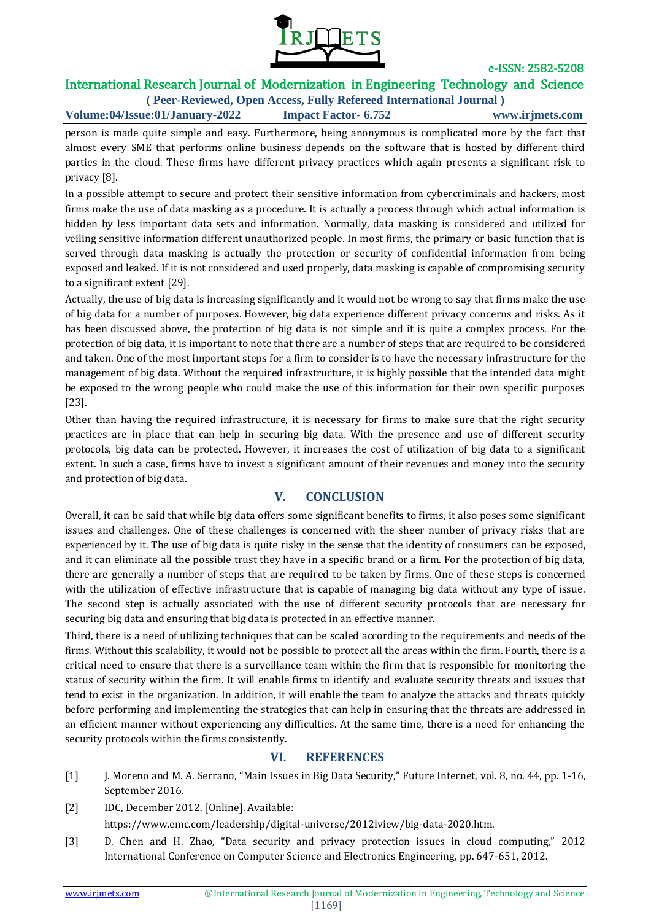person is made quite simple and easy. Furthermore, being anonymous is complicated more by the fact that almost every SME that performs online business depends on the software that is hosted by different third parties in the cloud. These firms have different privacy practices which again presents a significant risk to privacy [8].

In a possible attempt to secure and protect their sensitive information from cybercriminals and hackers, most firms make the use of data masking as a procedure. It is actually a process through which actual information is hidden by less important data sets and information. Normally, data masking is considered and utilized for veiling sensitive information different unauthorized people. In most firms, the primary or basic function that is served through data masking is actually the protection or security of confidential information from being exposed and leaked. If it is not considered and used properly, data masking is capable of compromising security to a significant extent [29].

Actually, the use of big data is increasing significantly and it would not be wrong to say that firms make the use of big data for a number of purposes. However, big data experience different privacy concerns and risks. As it has been discussed above, the protection of big data is not simple and it is quite a complex process. For the protection of big data, it is important to note that there are a number of steps that are required to be considered and taken. One of the most important steps for a firm to consider is to have the necessary infrastructure for the management of big data. Without the required infrastructure, it is highly possible that the intended data might be exposed to the wrong people who could make the use of this information for their own specific purposes [23].

Other than having the required infrastructure, it is necessary for firms to make sure that the right security practices are in place that can help in securing big data. With the presence and use of different security protocols, big data can be protected. However, it increases the cost of utilization of big data to a significant extent. In such a case, firms have to invest a significant amount of their revenues and money into the security and protection of big data.

## V. CONCLUSION

Overall, it can be said that while big data offers some significant benefits to firms, it also poses some significant issues and challenges. One of these challenges is concerned with the sheer number of privacy risks that are experienced by it. The use of big data is quite risky in the sense that the identity of consumers can be exposed, and it can eliminate all the possible trust they have in a specific brand or a firm. For the protection of big data, there are generally a number of steps that are required to be taken by firms. One of these steps is concerned with the utilization of effective infrastructure that is capable of managing big data without any type of issue. The second step is actually associated with the use of different security protocols that are necessary for securing big data and ensuring that big data is protected in an effective manner.

Third, there is a need of utilizing techniques that can be scaled according to the requirements and needs of the firms. Without this scalability, it would not be possible to protect all the areas within the firm. Fourth, there is a critical need to ensure that there is a surveillance team within the firm that is responsible for monitoring the status of security within the firm. It will enable firms to identify and evaluate security threats and issues that tend to exist in the organization. In addition, it will enable the team to analyze the attacks and threats quickly before performing and implementing the strategies that can help in ensuring that the threats are addressed in an efficient manner without experiencing any difficulties. At the same time, there is a need for enhancing the security protocols within the firms consistently.

## VI. REFERENCES

[1] J. Moreno and M. A. Serrano, "Main Issues in Big Data Security," Future Internet, vol. 8, no. 44, pp. 1-16, September 2016.

[2] IDC, December 2012. [Online]. Available: https://www.emc.com/leadership/digital-universe/2012iview/big-data-2020.htm.

[3] D. Chen and H. Zhao, "Data security and privacy protection issues in cloud computing," 2012 International Conference on Computer Science and Electronics Engineering, pp. 647-651, 2012.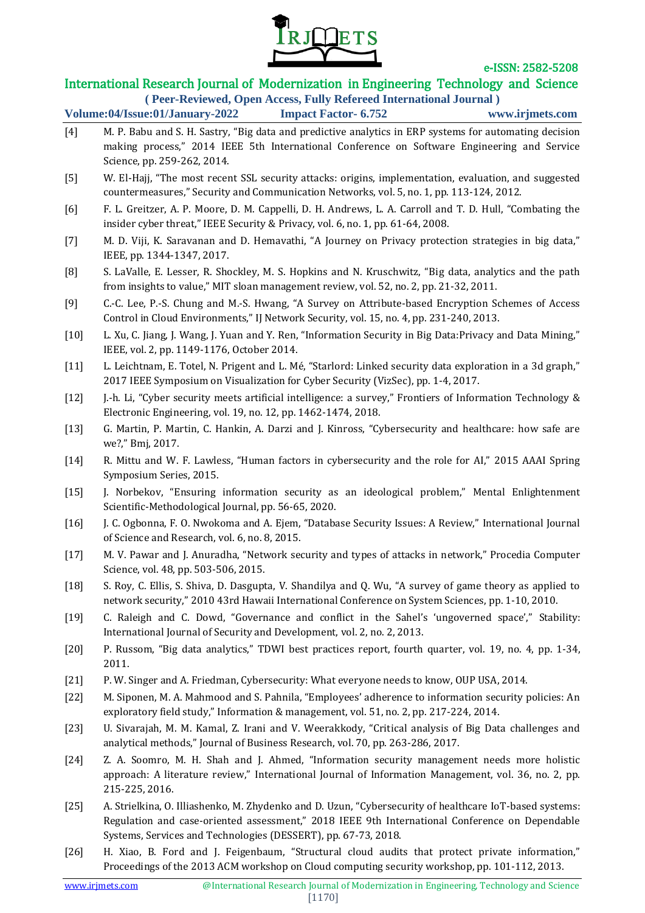[4] M. P. Babu and S. H. Sastry, "Big data and predictive analytics in ERP systems for automating decision making process," 2014 IEEE 5th International Conference on Software Engineering and Service Science, pp. 259-262, 2014.

[5] W. El-Hajj, "The most recent SSL security attacks: origins, implementation, evaluation, and suggested countermeasures," Security and Communication Networks, vol. 5, no. 1, pp. 113-124, 2012.

[6] F. L. Greitzer, A. P. Moore, D. M. Cappelli, D. H. Andrews, L. A. Carroll and T. D. Hull, "Combating the insider cyber threat," IEEE Security & Privacy, vol. 6, no. 1, pp. 61-64, 2008.

[7] M. D. Viji, K. Saravanan and D. Hemavathi, "A Journey on Privacy protection strategies in big data," IEEE, pp. 1344-1347, 2017.

[8] S. LaValle, E. Lesser, R. Shockley, M. S. Hopkins and N. Kruschwitz, "Big data, analytics and the path from insights to value," MIT sloan management review, vol. 52, no. 2, pp. 21-32, 2011.

[9] C.-C. Lee, P.-S. Chung and M.-S. Hwang, "A Survey on Attribute-based Encryption Schemes of Access Control in Cloud Environments," IJ Network Security, vol. 15, no. 4, pp. 231-240, 2013.

[10] L. Xu, C. Jiang, J. Wang, J. Yuan and Y. Ren, "Information Security in Big Data:Privacy and Data Mining," IEEE, vol. 2, pp. 1149-1176, October 2014.

[11] L. Leichtnam, E. Totel, N. Prigent and L. Mé, "Starlord: Linked security data exploration in a 3d graph," 2017 IEEE Symposium on Visualization for Cyber Security (VizSec), pp. 1-4, 2017.

[12] J.-h. Li, "Cyber security meets artificial intelligence: a survey," Frontiers of Information Technology & Electronic Engineering, vol. 19, no. 12, pp. 1462-1474, 2018.

[13] G. Martin, P. Martin, C. Hankin, A. Darzi and J. Kinross, "Cybersecurity and healthcare: how safe are we?," Bmj, 2017.

[14] R. Mittu and W. F. Lawless, "Human factors in cybersecurity and the role for AI," 2015 AAAI Spring Symposium Series, 2015.

[15] J. Norbekov, "Ensuring information security as an ideological problem," Mental Enlightenment Scientific-Methodological Journal, pp. 56-65, 2020.

[16] J. C. Ogbonna, F. O. Nwokoma and A. Ejem, "Database Security Issues: A Review," International Journal of Science and Research, vol. 6, no. 8, 2015.

[17] M. V. Pawar and J. Anuradha, "Network security and types of attacks in network," Procedia Computer Science, vol. 48, pp. 503-506, 2015.

[18] S. Roy, C. Ellis, S. Shiva, D. Dasgupta, V. Shandilya and Q. Wu, "A survey of game theory as applied to network security," 2010 43rd Hawaii International Conference on System Sciences, pp. 1-10, 2010.

[19] C. Raleigh and C. Dowd, "Governance and conflict in the Sahel's 'ungoverned space'," Stability: International Journal of Security and Development, vol. 2, no. 2, 2013.

[20] P. Russom, "Big data analytics," TDWI best practices report, fourth quarter, vol. 19, no. 4, pp. 1-34, 2011.

[21] P. W. Singer and A. Friedman, Cybersecurity: What everyone needs to know, OUP USA, 2014.

[22] M. Siponen, M. A. Mahmood and S. Pahnila, "Employees' adherence to information security policies: An exploratory field study," Information & management, vol. 51, no. 2, pp. 217-224, 2014.

[23] U. Sivarajah, M. M. Kamal, Z. Irani and V. Weerakkody, "Critical analysis of Big Data challenges and analytical methods," Journal of Business Research, vol. 70, pp. 263-286, 2017.

[24] Z. A. Soomro, M. H. Shah and J. Ahmed, "Information security management needs more holistic approach: A literature review," International Journal of Information Management, vol. 36, no. 2, pp. 215-225, 2016.

[25] A. Strielkina, O. Illiashenko, M. Zhydenko and D. Uzun, "Cybersecurity of healthcare IoT-based systems: Regulation and case-oriented assessment," 2018 IEEE 9th International Conference on Dependable Systems, Services and Technologies (DESSERT), pp. 67-73, 2018.

[26] H. Xiao, B. Ford and J. Feigenbaum, "Structural cloud audits that protect private information," Proceedings of the 2013 ACM workshop on Cloud computing security workshop, pp. 101-112, 2013.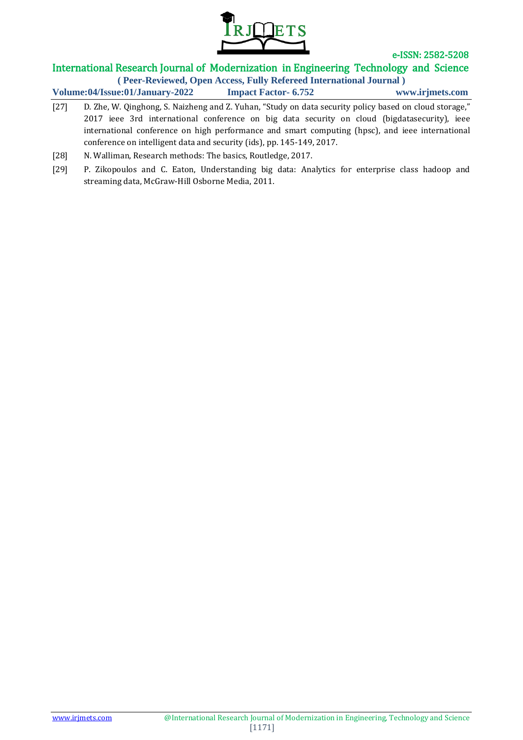[27] D. Zhe, W. Qinghong, S. Naizheng and Z. Yuhan, "Study on data security policy based on cloud storage," 2017 ieee 3rd international conference on big data security on cloud (bigdatasecurity), ieee international conference on high performance and smart computing (hpsc), and ieee international conference on intelligent data and security (ids), pp. 145-149, 2017.

[28] N. Walliman, Research methods: The basics, Routledge, 2017.

[29] P. Zikopoulos and C. Eaton, Understanding big data: Analytics for enterprise class hadoop and streaming data, McGraw-Hill Osborne Media, 2011.